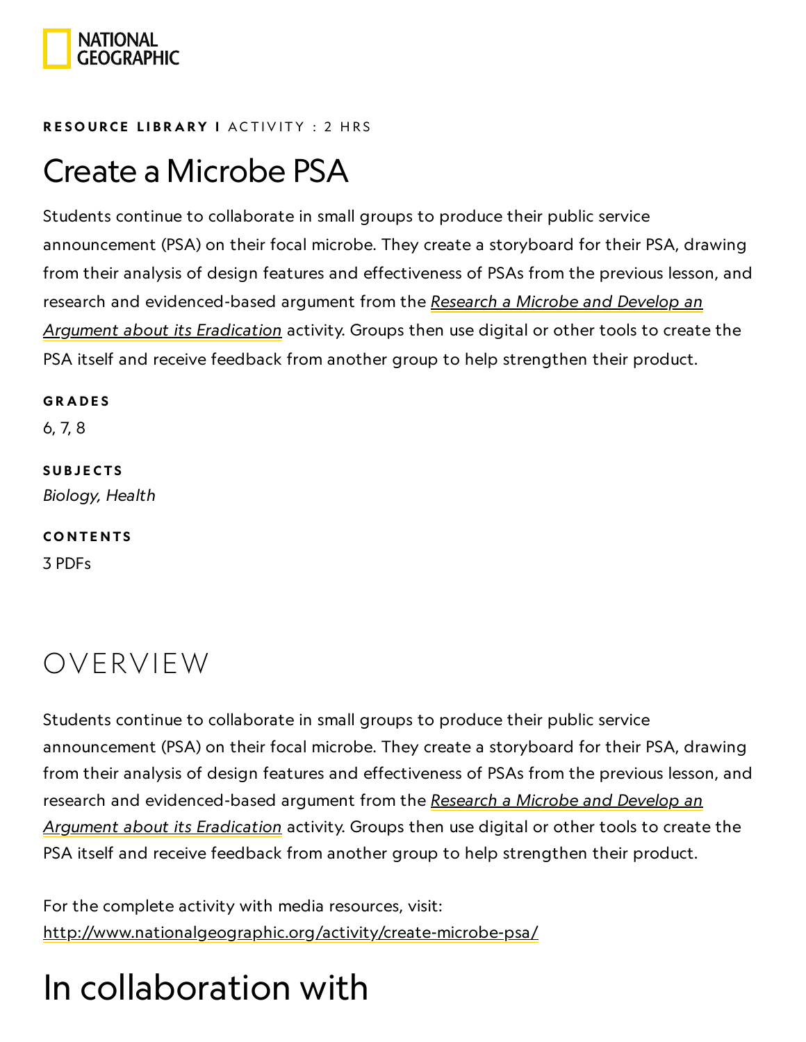**RESOURCE LIBRARY I** ACTIVITY : 2 HRS

# Create a Microbe PSA

Students continue to collaborate in small groups to produce their public service announcement (PSA) on their focal microbe. They create a storyboard for their PSA, drawing from their analysis of design features and effectiveness of PSAs from the previous lesson, and research and evidenced-based argument from the *Research a Microbe and Develop an Argument about its Eradication* activity. Groups then use digital or other tools to create the PSA itself and receive feedback from another group to help strengthen their product.

**GRADES**

6, 7, 8

**SUBJECTS**

*Biology, Health*

**CONTENTS**

3 PDFs

## OVERVIEW

Students continue to collaborate in small groups to produce their public service announcement (PSA) on their focal microbe. They create a storyboard for their PSA, drawing from their analysis of design features and effectiveness of PSAs from the previous lesson, and research and evidenced-based argument from the *Research a Microbe and Develop an Argument about its Eradication* activity. Groups then use digital or other tools to create the PSA itself and receive feedback from another group to help strengthen their product.

For the complete activity with media resources, visit:
http://www.nationalgeographic.org/activity/create-microbe-psa/

# In collaboration with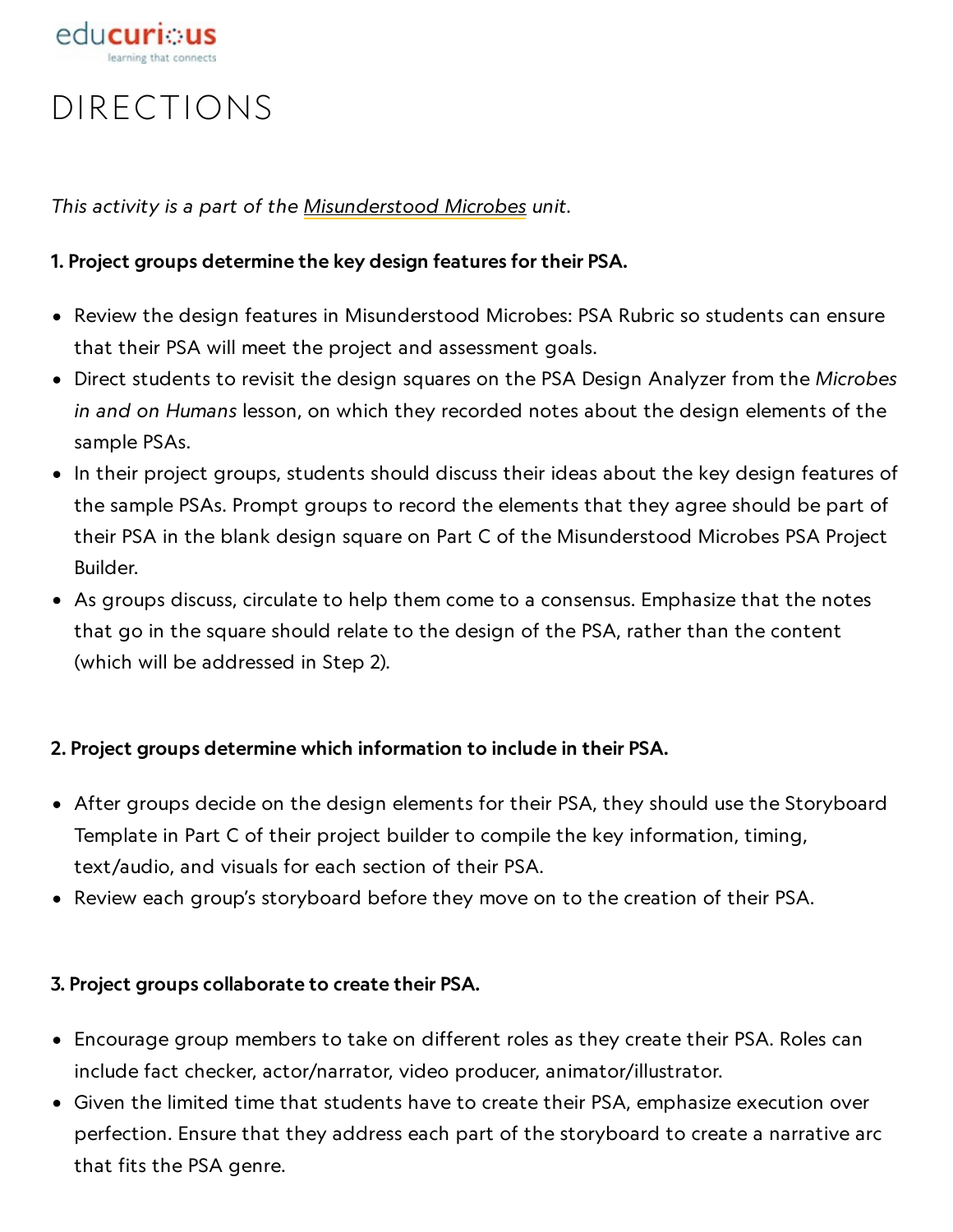# DIRECTIONS

*This activity is a part of the Misunderstood Microbes unit.*

**1. Project groups determine the key design features for their PSA.**

- Review the design features in Misunderstood Microbes: PSA Rubric so students can ensure that their PSA will meet the project and assessment goals.
- Direct students to revisit the design squares on the PSA Design Analyzer from the *Microbes in and on Humans* lesson, on which they recorded notes about the design elements of the sample PSAs.
- In their project groups, students should discuss their ideas about the key design features of the sample PSAs. Prompt groups to record the elements that they agree should be part of their PSA in the blank design square on Part C of the Misunderstood Microbes PSA Project Builder.
- As groups discuss, circulate to help them come to a consensus. Emphasize that the notes that go in the square should relate to the design of the PSA, rather than the content (which will be addressed in Step 2).

**2. Project groups determine which information to include in their PSA.**

- After groups decide on the design elements for their PSA, they should use the Storyboard Template in Part C of their project builder to compile the key information, timing, text/audio, and visuals for each section of their PSA.
- Review each group's storyboard before they move on to the creation of their PSA.

**3. Project groups collaborate to create their PSA.**

- Encourage group members to take on different roles as they create their PSA. Roles can include fact checker, actor/narrator, video producer, animator/illustrator.
- Given the limited time that students have to create their PSA, emphasize execution over perfection. Ensure that they address each part of the storyboard to create a narrative arc that fits the PSA genre.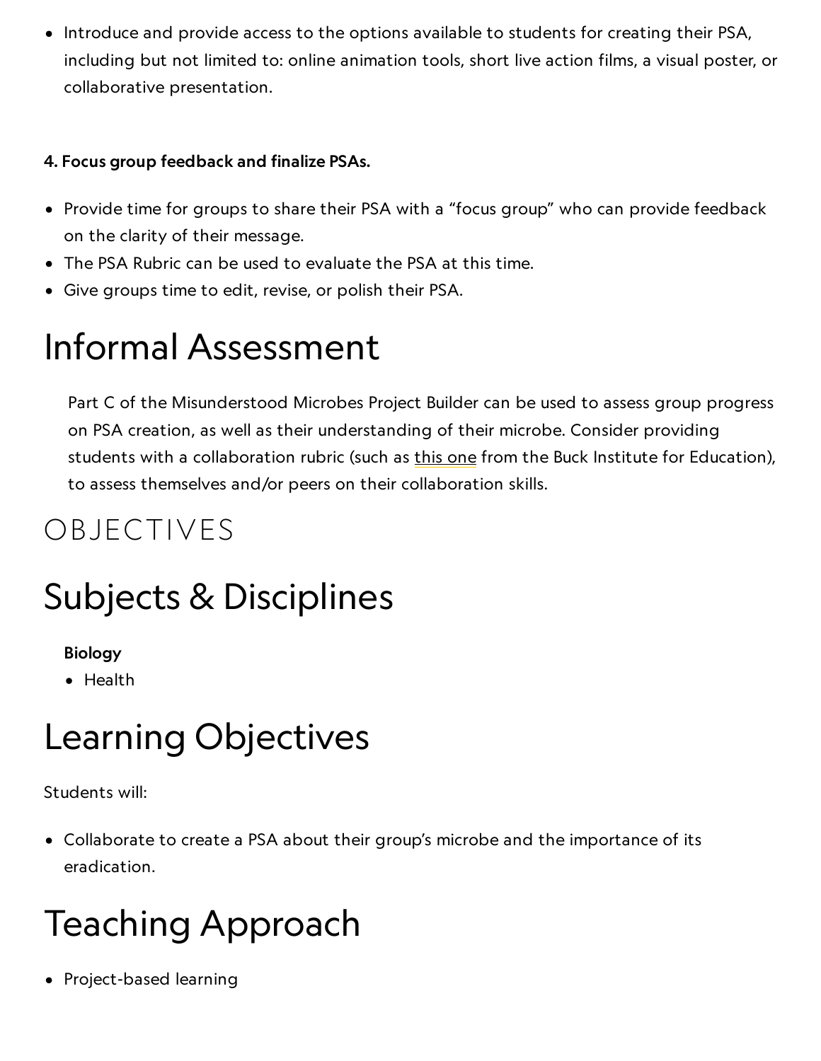- Introduce and provide access to the options available to students for creating their PSA, including but not limited to: online animation tools, short live action films, a visual poster, or collaborative presentation.

**4. Focus group feedback and finalize PSAs.**

- Provide time for groups to share their PSA with a "focus group" who can provide feedback on the clarity of their message.
- The PSA Rubric can be used to evaluate the PSA at this time.
- Give groups time to edit, revise, or polish their PSA.

# Informal Assessment

Part C of the Misunderstood Microbes Project Builder can be used to assess group progress on PSA creation, as well as their understanding of their microbe. Consider providing students with a collaboration rubric (such as this one from the Buck Institute for Education), to assess themselves and/or peers on their collaboration skills.

## OBJECTIVES

# Subjects & Disciplines

**Biology**

- Health

# Learning Objectives

Students will:

- Collaborate to create a PSA about their group's microbe and the importance of its eradication.

# Teaching Approach

- Project-based learning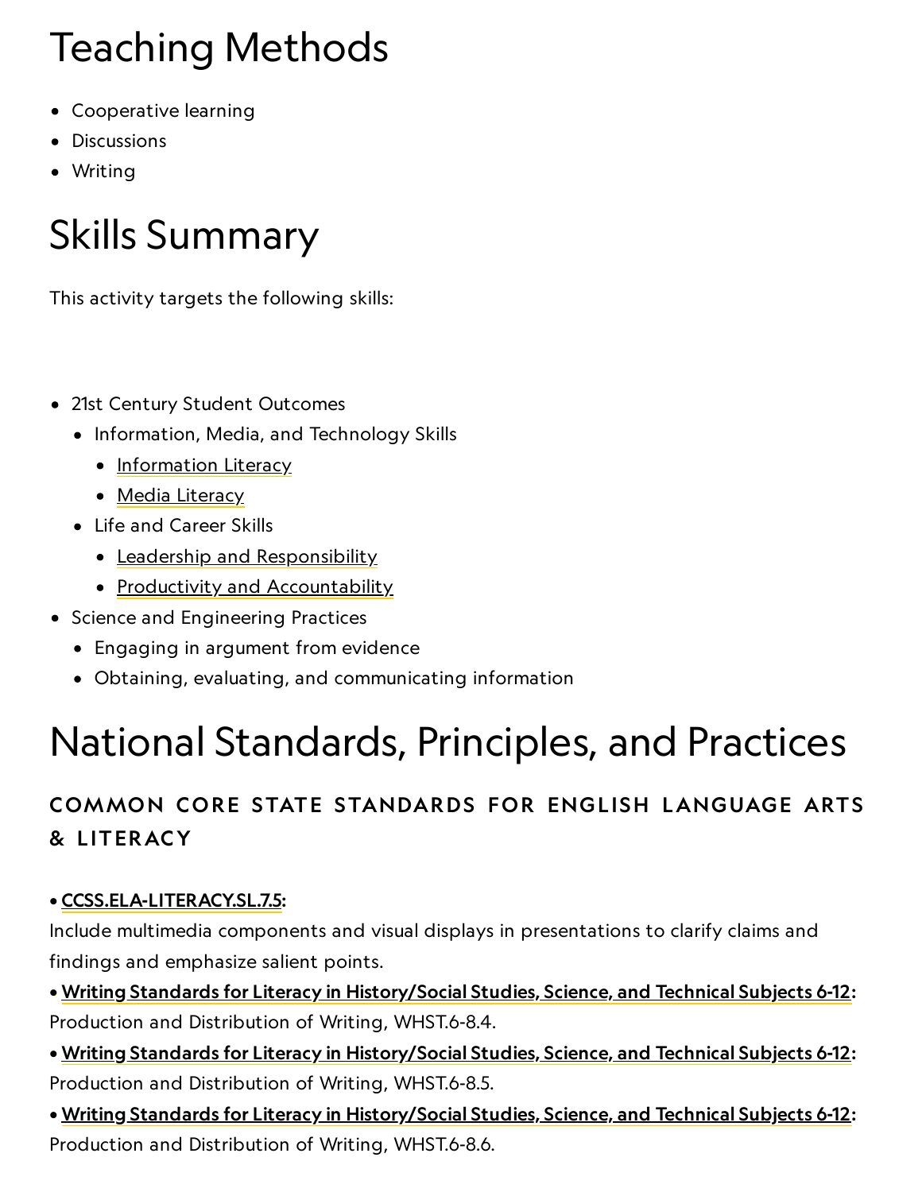# Teaching Methods

- Cooperative learning
- Discussions
- Writing

# Skills Summary

This activity targets the following skills:

- 21st Century Student Outcomes
  - Information, Media, and Technology Skills
    - Information Literacy
    - Media Literacy
  - Life and Career Skills
    - Leadership and Responsibility
    - Productivity and Accountability
- Science and Engineering Practices
  - Engaging in argument from evidence
  - Obtaining, evaluating, and communicating information

# National Standards, Principles, and Practices

### COMMON CORE STATE STANDARDS FOR ENGLISH LANGUAGE ARTS & LITERACY

• **CCSS.ELA-LITERACY.SL.7.5:**
Include multimedia components and visual displays in presentations to clarify claims and findings and emphasize salient points.
• **Writing Standards for Literacy in History/Social Studies, Science, and Technical Subjects 6-12:**
Production and Distribution of Writing, WHST.6-8.4.
• **Writing Standards for Literacy in History/Social Studies, Science, and Technical Subjects 6-12:**
Production and Distribution of Writing, WHST.6-8.5.
• **Writing Standards for Literacy in History/Social Studies, Science, and Technical Subjects 6-12:**
Production and Distribution of Writing, WHST.6-8.6.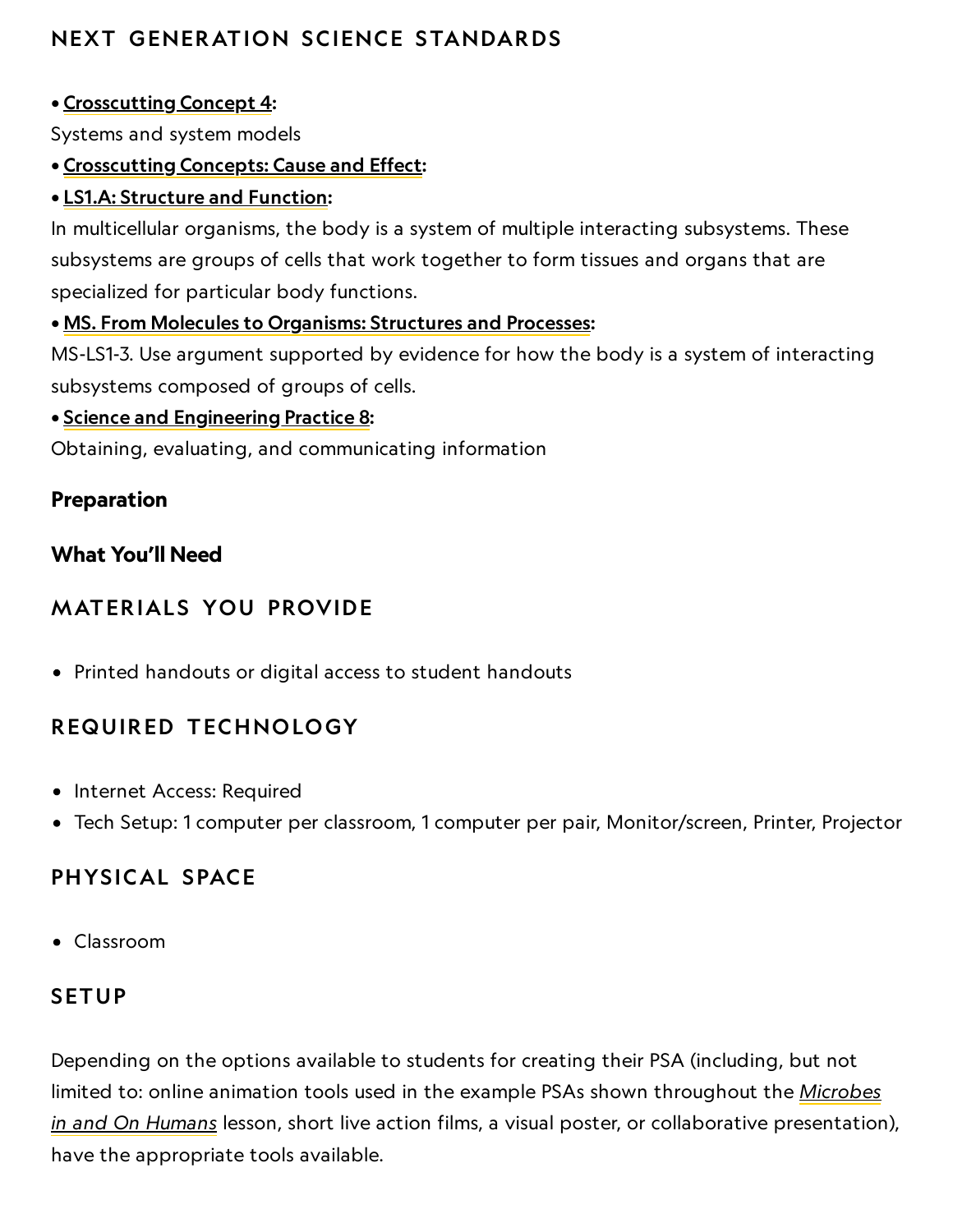## NEXT GENERATION SCIENCE STANDARDS

• **Crosscutting Concept 4:**
Systems and system models
• **Crosscutting Concepts: Cause and Effect:**
• **LS1.A: Structure and Function:**
In multicellular organisms, the body is a system of multiple interacting subsystems. These subsystems are groups of cells that work together to form tissues and organs that are specialized for particular body functions.
• **MS. From Molecules to Organisms: Structures and Processes:**
MS-LS1-3. Use argument supported by evidence for how the body is a system of interacting subsystems composed of groups of cells.
• **Science and Engineering Practice 8:**
Obtaining, evaluating, and communicating information

### Preparation

### What You'll Need

## MATERIALS YOU PROVIDE

- Printed handouts or digital access to student handouts

## REQUIRED TECHNOLOGY

- Internet Access: Required
- Tech Setup: 1 computer per classroom, 1 computer per pair, Monitor/screen, Printer, Projector

## PHYSICAL SPACE

- Classroom

## SETUP

Depending on the options available to students for creating their PSA (including, but not limited to: online animation tools used in the example PSAs shown throughout the *Microbes in and On Humans* lesson, short live action films, a visual poster, or collaborative presentation), have the appropriate tools available.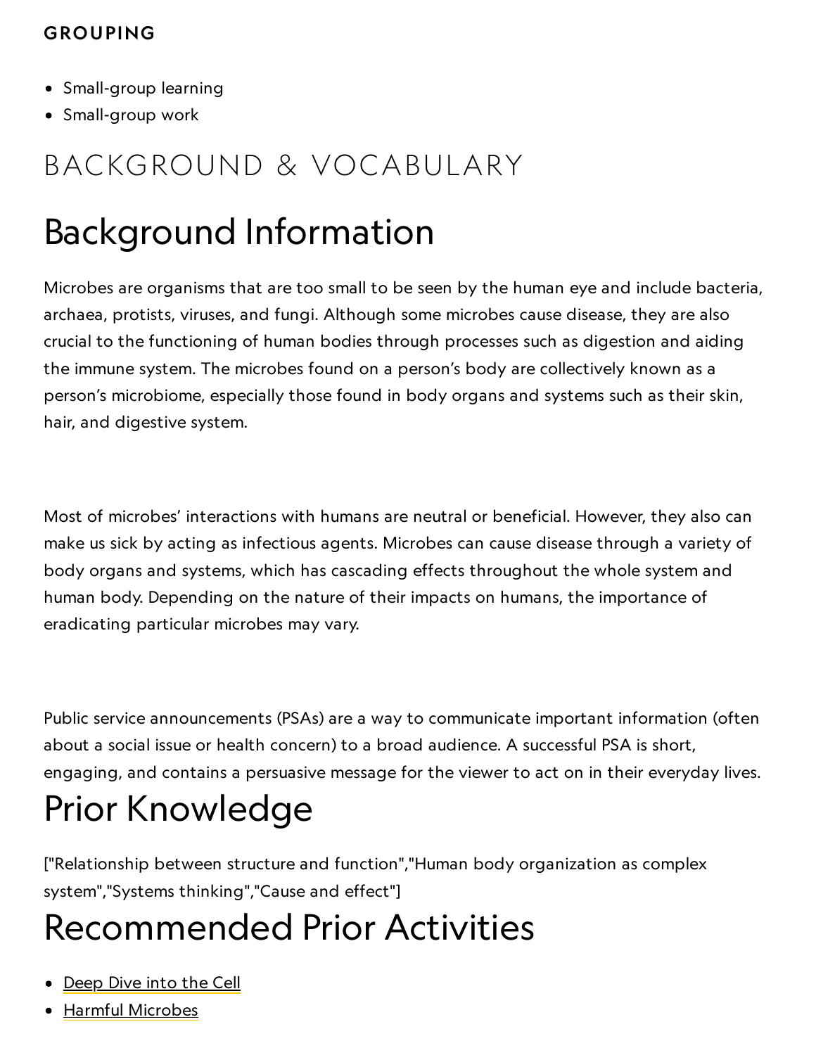## GROUPING

- Small-group learning
- Small-group work

# BACKGROUND & VOCABULARY

## Background Information

Microbes are organisms that are too small to be seen by the human eye and include bacteria, archaea, protists, viruses, and fungi. Although some microbes cause disease, they are also crucial to the functioning of human bodies through processes such as digestion and aiding the immune system. The microbes found on a person's body are collectively known as a person's microbiome, especially those found in body organs and systems such as their skin, hair, and digestive system.

Most of microbes' interactions with humans are neutral or beneficial. However, they also can make us sick by acting as infectious agents. Microbes can cause disease through a variety of body organs and systems, which has cascading effects throughout the whole system and human body. Depending on the nature of their impacts on humans, the importance of eradicating particular microbes may vary.

Public service announcements (PSAs) are a way to communicate important information (often about a social issue or health concern) to a broad audience. A successful PSA is short, engaging, and contains a persuasive message for the viewer to act on in their everyday lives.

## Prior Knowledge

["Relationship between structure and function","Human body organization as complex system","Systems thinking","Cause and effect"]

## Recommended Prior Activities

- Deep Dive into the Cell
- Harmful Microbes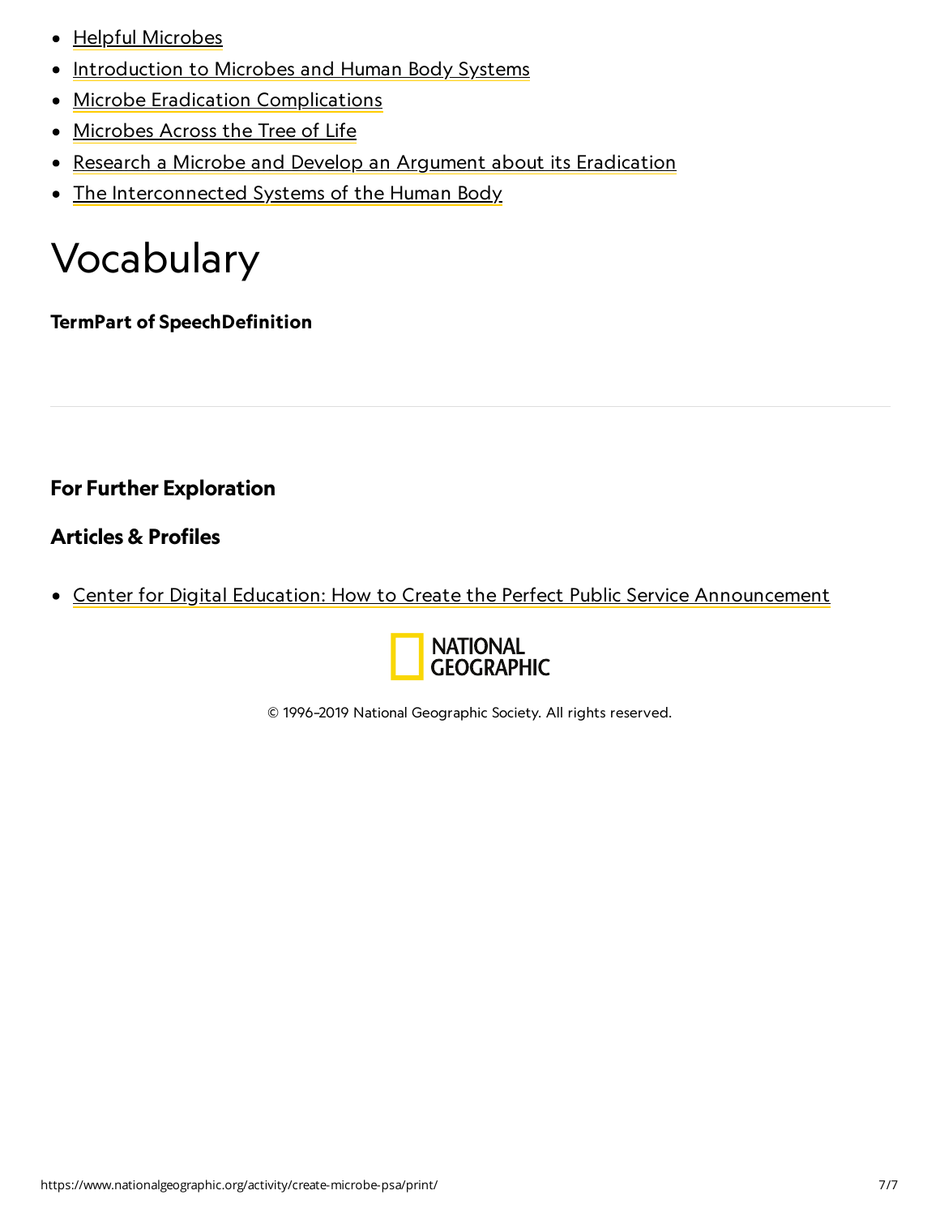- Helpful Microbes
- Introduction to Microbes and Human Body Systems
- Microbe Eradication Complications
- Microbes Across the Tree of Life
- Research a Microbe and Develop an Argument about its Eradication
- The Interconnected Systems of the Human Body

# Vocabulary

| Term | Part of Speech | Definition |
| --- | --- | --- |

### For Further Exploration

### Articles & Profiles

- Center for Digital Education: How to Create the Perfect Public Service Announcement

NATIONAL GEOGRAPHIC

© 1996–2019 National Geographic Society. All rights reserved.